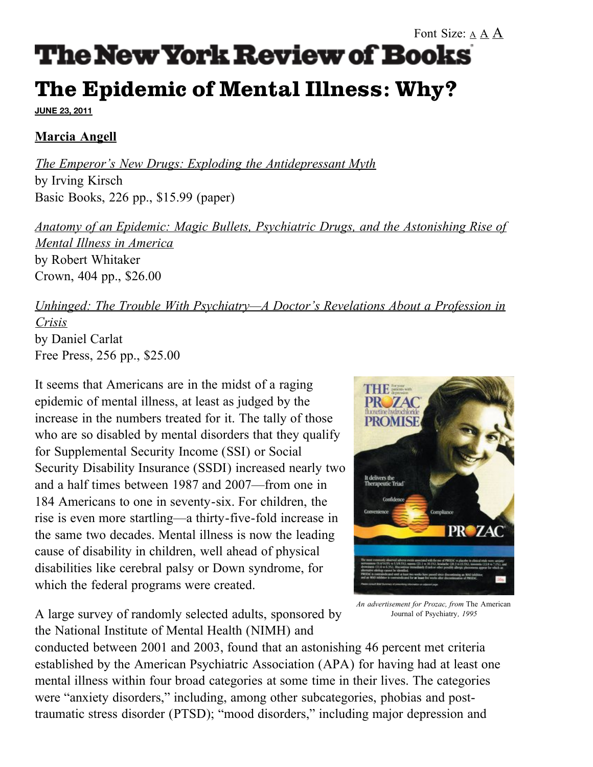# The Epidemic of Mental Illness: Why?

**JUNE 23, 2011**

**Marcia Angell**

*The Emperor's New Drugs: Exploding the Antidepressant Myth*
by Irving Kirsch
Basic Books, 226 pp., $15.99 (paper)

*Anatomy of an Epidemic: Magic Bullets, Psychiatric Drugs, and the Astonishing Rise of Mental Illness in America*
by Robert Whitaker
Crown, 404 pp., $26.00

*Unhinged: The Trouble With Psychiatry—A Doctor's Revelations About a Profession in Crisis*
by Daniel Carlat
Free Press, 256 pp., $25.00

It seems that Americans are in the midst of a raging epidemic of mental illness, at least as judged by the increase in the numbers treated for it. The tally of those who are so disabled by mental disorders that they qualify for Supplemental Security Income (SSI) or Social Security Disability Insurance (SSDI) increased nearly two and a half times between 1987 and 2007—from one in 184 Americans to one in seventy-six. For children, the rise is even more startling—a thirty-five-fold increase in the same two decades. Mental illness is now the leading cause of disability in children, well ahead of physical disabilities like cerebral palsy or Down syndrome, for which the federal programs were created.

*An advertisement for Prozac, from* The American Journal of Psychiatry*, 1995*

A large survey of randomly selected adults, sponsored by the National Institute of Mental Health (NIMH) and conducted between 2001 and 2003, found that an astonishing 46 percent met criteria established by the American Psychiatric Association (APA) for having had at least one mental illness within four broad categories at some time in their lives. The categories were "anxiety disorders," including, among other subcategories, phobias and post-traumatic stress disorder (PTSD); "mood disorders," including major depression and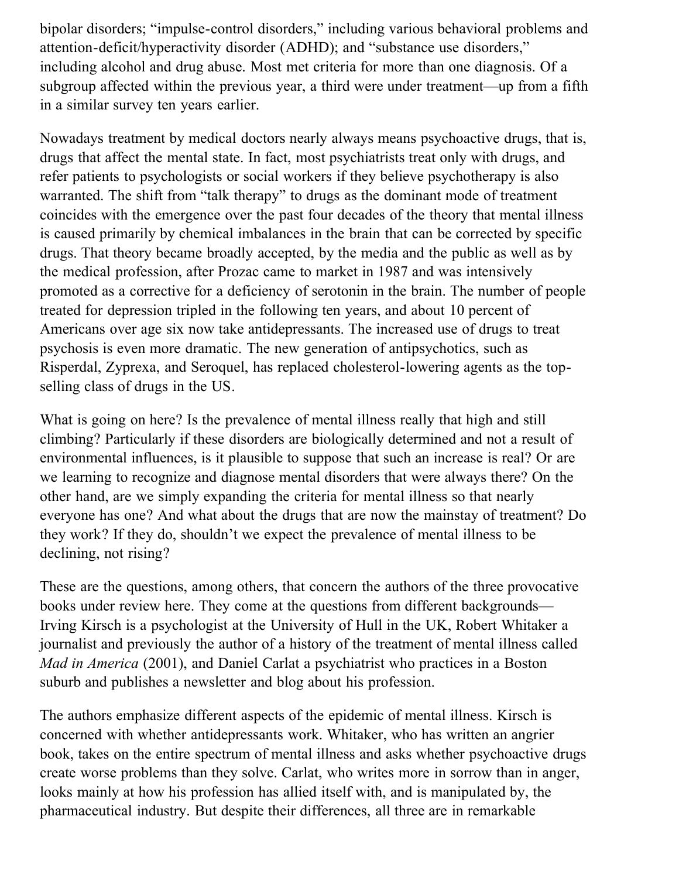bipolar disorders; "impulse-control disorders," including various behavioral problems and attention-deficit/hyperactivity disorder (ADHD); and "substance use disorders," including alcohol and drug abuse. Most met criteria for more than one diagnosis. Of a subgroup affected within the previous year, a third were under treatment—up from a fifth in a similar survey ten years earlier.

Nowadays treatment by medical doctors nearly always means psychoactive drugs, that is, drugs that affect the mental state. In fact, most psychiatrists treat only with drugs, and refer patients to psychologists or social workers if they believe psychotherapy is also warranted. The shift from "talk therapy" to drugs as the dominant mode of treatment coincides with the emergence over the past four decades of the theory that mental illness is caused primarily by chemical imbalances in the brain that can be corrected by specific drugs. That theory became broadly accepted, by the media and the public as well as by the medical profession, after Prozac came to market in 1987 and was intensively promoted as a corrective for a deficiency of serotonin in the brain. The number of people treated for depression tripled in the following ten years, and about 10 percent of Americans over age six now take antidepressants. The increased use of drugs to treat psychosis is even more dramatic. The new generation of antipsychotics, such as Risperdal, Zyprexa, and Seroquel, has replaced cholesterol-lowering agents as the top-selling class of drugs in the US.

What is going on here? Is the prevalence of mental illness really that high and still climbing? Particularly if these disorders are biologically determined and not a result of environmental influences, is it plausible to suppose that such an increase is real? Or are we learning to recognize and diagnose mental disorders that were always there? On the other hand, are we simply expanding the criteria for mental illness so that nearly everyone has one? And what about the drugs that are now the mainstay of treatment? Do they work? If they do, shouldn't we expect the prevalence of mental illness to be declining, not rising?

These are the questions, among others, that concern the authors of the three provocative books under review here. They come at the questions from different backgrounds—Irving Kirsch is a psychologist at the University of Hull in the UK, Robert Whitaker a journalist and previously the author of a history of the treatment of mental illness called *Mad in America* (2001), and Daniel Carlat a psychiatrist who practices in a Boston suburb and publishes a newsletter and blog about his profession.

The authors emphasize different aspects of the epidemic of mental illness. Kirsch is concerned with whether antidepressants work. Whitaker, who has written an angrier book, takes on the entire spectrum of mental illness and asks whether psychoactive drugs create worse problems than they solve. Carlat, who writes more in sorrow than in anger, looks mainly at how his profession has allied itself with, and is manipulated by, the pharmaceutical industry. But despite their differences, all three are in remarkable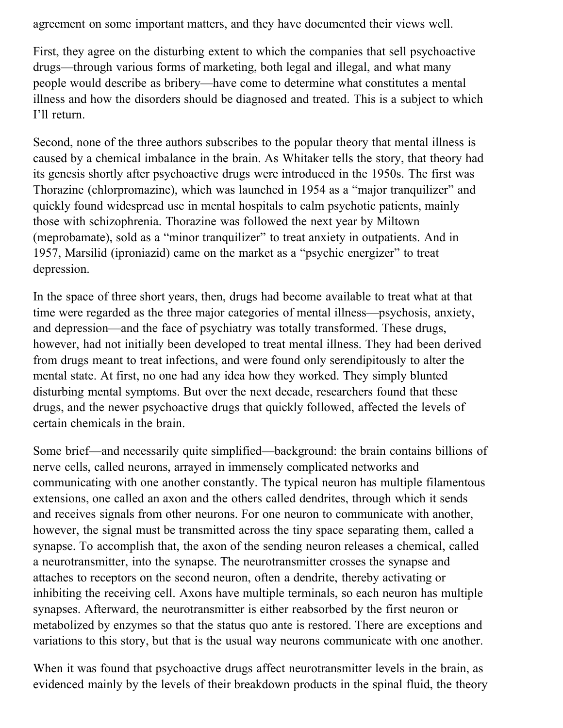agreement on some important matters, and they have documented their views well.

First, they agree on the disturbing extent to which the companies that sell psychoactive drugs—through various forms of marketing, both legal and illegal, and what many people would describe as bribery—have come to determine what constitutes a mental illness and how the disorders should be diagnosed and treated. This is a subject to which I'll return.

Second, none of the three authors subscribes to the popular theory that mental illness is caused by a chemical imbalance in the brain. As Whitaker tells the story, that theory had its genesis shortly after psychoactive drugs were introduced in the 1950s. The first was Thorazine (chlorpromazine), which was launched in 1954 as a "major tranquilizer" and quickly found widespread use in mental hospitals to calm psychotic patients, mainly those with schizophrenia. Thorazine was followed the next year by Miltown (meprobamate), sold as a "minor tranquilizer" to treat anxiety in outpatients. And in 1957, Marsilid (iproniazid) came on the market as a "psychic energizer" to treat depression.

In the space of three short years, then, drugs had become available to treat what at that time were regarded as the three major categories of mental illness—psychosis, anxiety, and depression—and the face of psychiatry was totally transformed. These drugs, however, had not initially been developed to treat mental illness. They had been derived from drugs meant to treat infections, and were found only serendipitously to alter the mental state. At first, no one had any idea how they worked. They simply blunted disturbing mental symptoms. But over the next decade, researchers found that these drugs, and the newer psychoactive drugs that quickly followed, affected the levels of certain chemicals in the brain.

Some brief—and necessarily quite simplified—background: the brain contains billions of nerve cells, called neurons, arrayed in immensely complicated networks and communicating with one another constantly. The typical neuron has multiple filamentous extensions, one called an axon and the others called dendrites, through which it sends and receives signals from other neurons. For one neuron to communicate with another, however, the signal must be transmitted across the tiny space separating them, called a synapse. To accomplish that, the axon of the sending neuron releases a chemical, called a neurotransmitter, into the synapse. The neurotransmitter crosses the synapse and attaches to receptors on the second neuron, often a dendrite, thereby activating or inhibiting the receiving cell. Axons have multiple terminals, so each neuron has multiple synapses. Afterward, the neurotransmitter is either reabsorbed by the first neuron or metabolized by enzymes so that the status quo ante is restored. There are exceptions and variations to this story, but that is the usual way neurons communicate with one another.

When it was found that psychoactive drugs affect neurotransmitter levels in the brain, as evidenced mainly by the levels of their breakdown products in the spinal fluid, the theory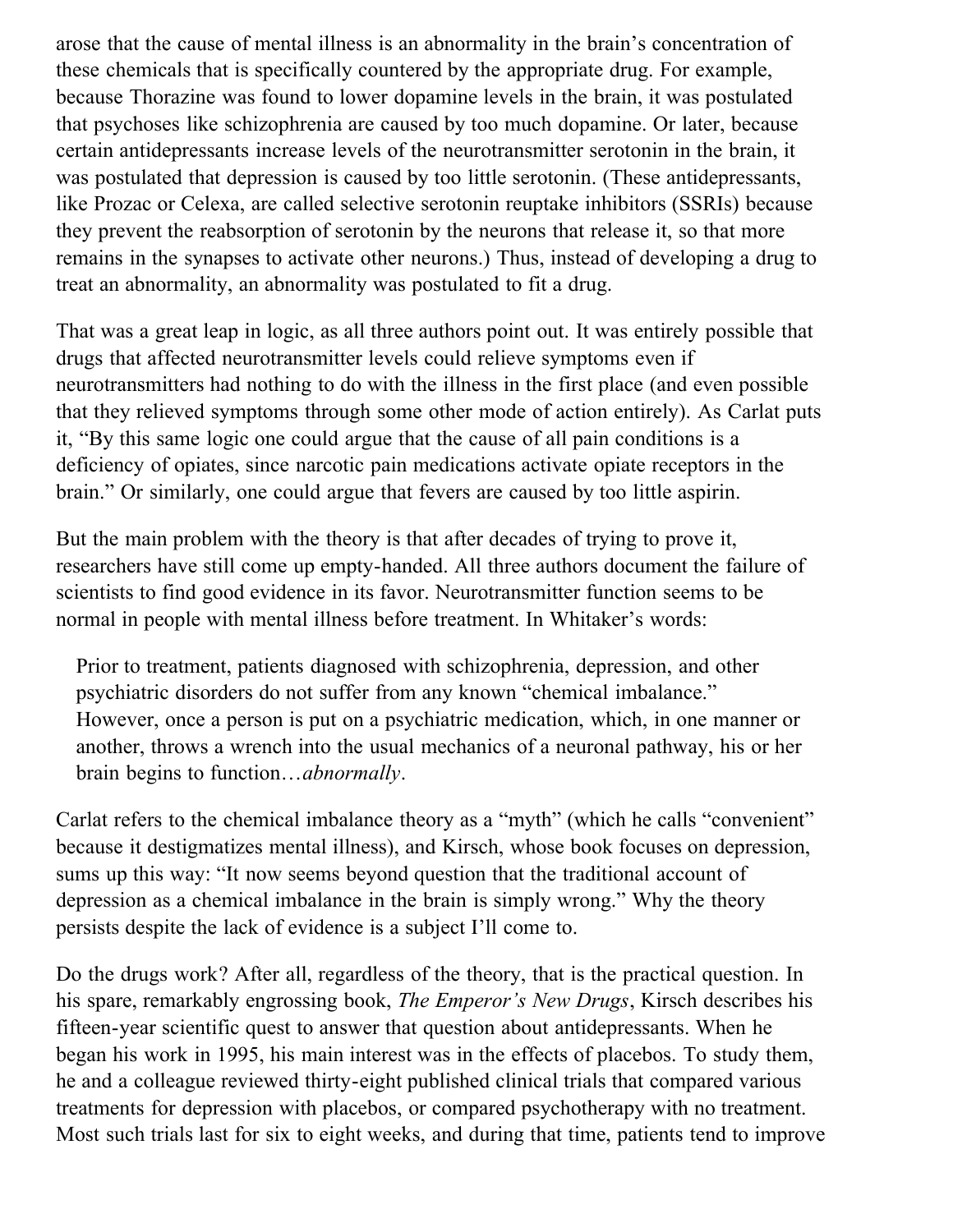arose that the cause of mental illness is an abnormality in the brain's concentration of these chemicals that is specifically countered by the appropriate drug. For example, because Thorazine was found to lower dopamine levels in the brain, it was postulated that psychoses like schizophrenia are caused by too much dopamine. Or later, because certain antidepressants increase levels of the neurotransmitter serotonin in the brain, it was postulated that depression is caused by too little serotonin. (These antidepressants, like Prozac or Celexa, are called selective serotonin reuptake inhibitors (SSRIs) because they prevent the reabsorption of serotonin by the neurons that release it, so that more remains in the synapses to activate other neurons.) Thus, instead of developing a drug to treat an abnormality, an abnormality was postulated to fit a drug.

That was a great leap in logic, as all three authors point out. It was entirely possible that drugs that affected neurotransmitter levels could relieve symptoms even if neurotransmitters had nothing to do with the illness in the first place (and even possible that they relieved symptoms through some other mode of action entirely). As Carlat puts it, "By this same logic one could argue that the cause of all pain conditions is a deficiency of opiates, since narcotic pain medications activate opiate receptors in the brain." Or similarly, one could argue that fevers are caused by too little aspirin.

But the main problem with the theory is that after decades of trying to prove it, researchers have still come up empty-handed. All three authors document the failure of scientists to find good evidence in its favor. Neurotransmitter function seems to be normal in people with mental illness before treatment. In Whitaker's words:

> Prior to treatment, patients diagnosed with schizophrenia, depression, and other psychiatric disorders do not suffer from any known "chemical imbalance." However, once a person is put on a psychiatric medication, which, in one manner or another, throws a wrench into the usual mechanics of a neuronal pathway, his or her brain begins to function…*abnormally*.

Carlat refers to the chemical imbalance theory as a "myth" (which he calls "convenient" because it destigmatizes mental illness), and Kirsch, whose book focuses on depression, sums up this way: "It now seems beyond question that the traditional account of depression as a chemical imbalance in the brain is simply wrong." Why the theory persists despite the lack of evidence is a subject I'll come to.

Do the drugs work? After all, regardless of the theory, that is the practical question. In his spare, remarkably engrossing book, *The Emperor's New Drugs*, Kirsch describes his fifteen-year scientific quest to answer that question about antidepressants. When he began his work in 1995, his main interest was in the effects of placebos. To study them, he and a colleague reviewed thirty-eight published clinical trials that compared various treatments for depression with placebos, or compared psychotherapy with no treatment. Most such trials last for six to eight weeks, and during that time, patients tend to improve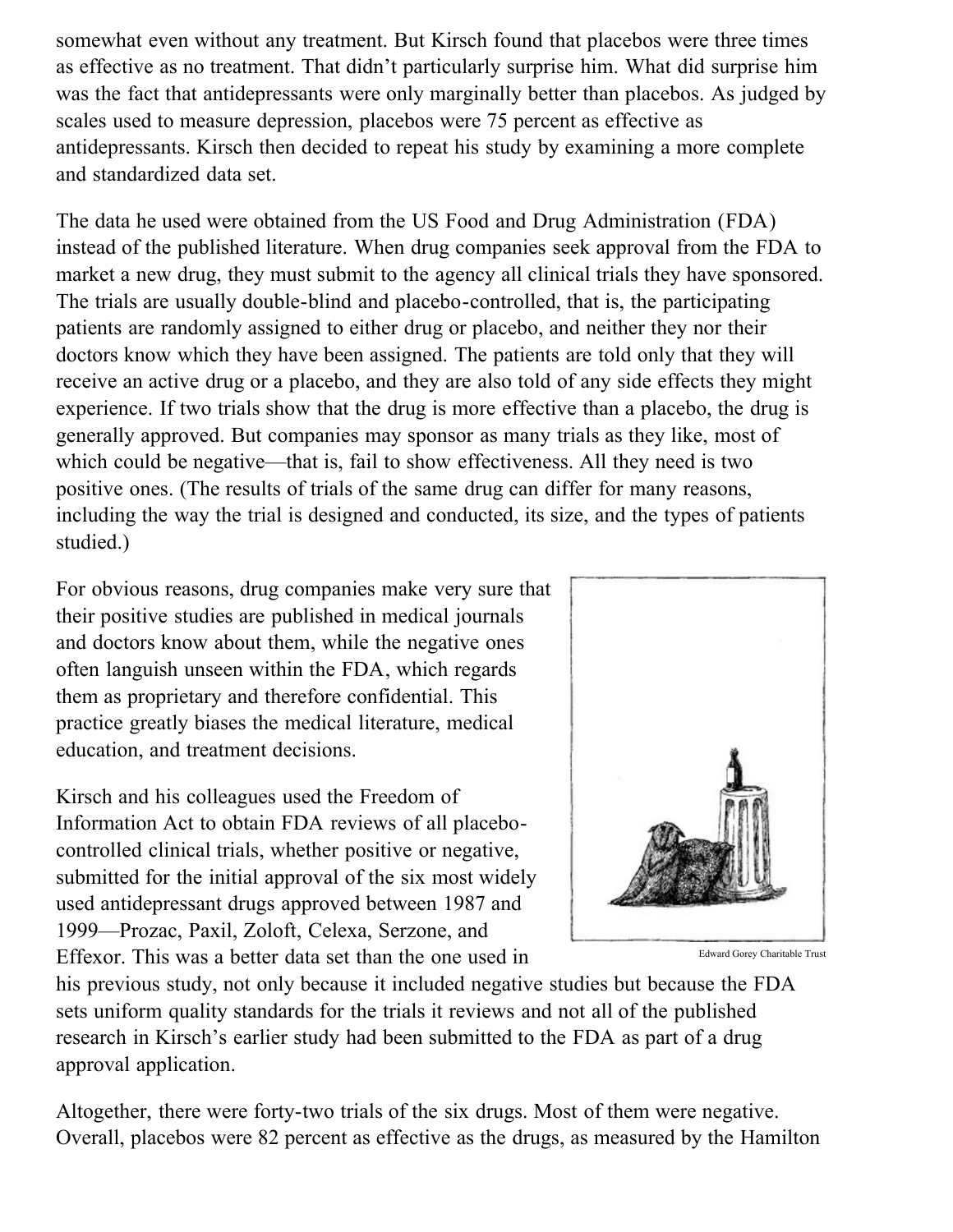somewhat even without any treatment. But Kirsch found that placebos were three times as effective as no treatment. That didn't particularly surprise him. What did surprise him was the fact that antidepressants were only marginally better than placebos. As judged by scales used to measure depression, placebos were 75 percent as effective as antidepressants. Kirsch then decided to repeat his study by examining a more complete and standardized data set.

The data he used were obtained from the US Food and Drug Administration (FDA) instead of the published literature. When drug companies seek approval from the FDA to market a new drug, they must submit to the agency all clinical trials they have sponsored. The trials are usually double-blind and placebo-controlled, that is, the participating patients are randomly assigned to either drug or placebo, and neither they nor their doctors know which they have been assigned. The patients are told only that they will receive an active drug or a placebo, and they are also told of any side effects they might experience. If two trials show that the drug is more effective than a placebo, the drug is generally approved. But companies may sponsor as many trials as they like, most of which could be negative—that is, fail to show effectiveness. All they need is two positive ones. (The results of trials of the same drug can differ for many reasons, including the way the trial is designed and conducted, its size, and the types of patients studied.)

For obvious reasons, drug companies make very sure that their positive studies are published in medical journals and doctors know about them, while the negative ones often languish unseen within the FDA, which regards them as proprietary and therefore confidential. This practice greatly biases the medical literature, medical education, and treatment decisions.

Kirsch and his colleagues used the Freedom of Information Act to obtain FDA reviews of all placebo-controlled clinical trials, whether positive or negative, submitted for the initial approval of the six most widely used antidepressant drugs approved between 1987 and 1999—Prozac, Paxil, Zoloft, Celexa, Serzone, and Effexor. This was a better data set than the one used in his previous study, not only because it included negative studies but because the FDA sets uniform quality standards for the trials it reviews and not all of the published research in Kirsch's earlier study had been submitted to the FDA as part of a drug approval application.

Edward Gorey Charitable Trust

Altogether, there were forty-two trials of the six drugs. Most of them were negative. Overall, placebos were 82 percent as effective as the drugs, as measured by the Hamilton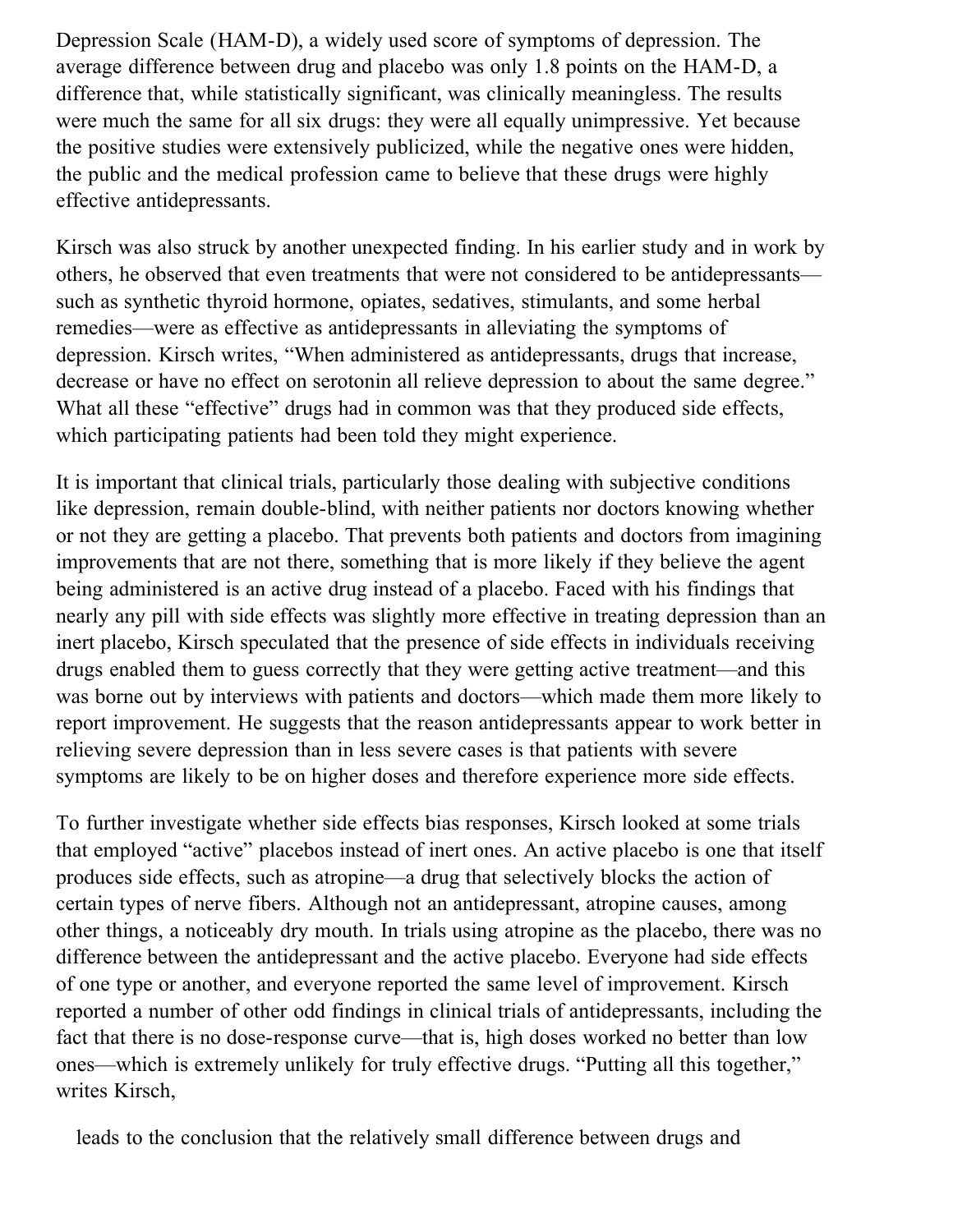Depression Scale (HAM-D), a widely used score of symptoms of depression. The average difference between drug and placebo was only 1.8 points on the HAM-D, a difference that, while statistically significant, was clinically meaningless. The results were much the same for all six drugs: they were all equally unimpressive. Yet because the positive studies were extensively publicized, while the negative ones were hidden, the public and the medical profession came to believe that these drugs were highly effective antidepressants.

Kirsch was also struck by another unexpected finding. In his earlier study and in work by others, he observed that even treatments that were not considered to be antidepressants—such as synthetic thyroid hormone, opiates, sedatives, stimulants, and some herbal remedies—were as effective as antidepressants in alleviating the symptoms of depression. Kirsch writes, "When administered as antidepressants, drugs that increase, decrease or have no effect on serotonin all relieve depression to about the same degree." What all these "effective" drugs had in common was that they produced side effects, which participating patients had been told they might experience.

It is important that clinical trials, particularly those dealing with subjective conditions like depression, remain double-blind, with neither patients nor doctors knowing whether or not they are getting a placebo. That prevents both patients and doctors from imagining improvements that are not there, something that is more likely if they believe the agent being administered is an active drug instead of a placebo. Faced with his findings that nearly any pill with side effects was slightly more effective in treating depression than an inert placebo, Kirsch speculated that the presence of side effects in individuals receiving drugs enabled them to guess correctly that they were getting active treatment—and this was borne out by interviews with patients and doctors—which made them more likely to report improvement. He suggests that the reason antidepressants appear to work better in relieving severe depression than in less severe cases is that patients with severe symptoms are likely to be on higher doses and therefore experience more side effects.

To further investigate whether side effects bias responses, Kirsch looked at some trials that employed "active" placebos instead of inert ones. An active placebo is one that itself produces side effects, such as atropine—a drug that selectively blocks the action of certain types of nerve fibers. Although not an antidepressant, atropine causes, among other things, a noticeably dry mouth. In trials using atropine as the placebo, there was no difference between the antidepressant and the active placebo. Everyone had side effects of one type or another, and everyone reported the same level of improvement. Kirsch reported a number of other odd findings in clinical trials of antidepressants, including the fact that there is no dose-response curve—that is, high doses worked no better than low ones—which is extremely unlikely for truly effective drugs. "Putting all this together," writes Kirsch,

> leads to the conclusion that the relatively small difference between drugs and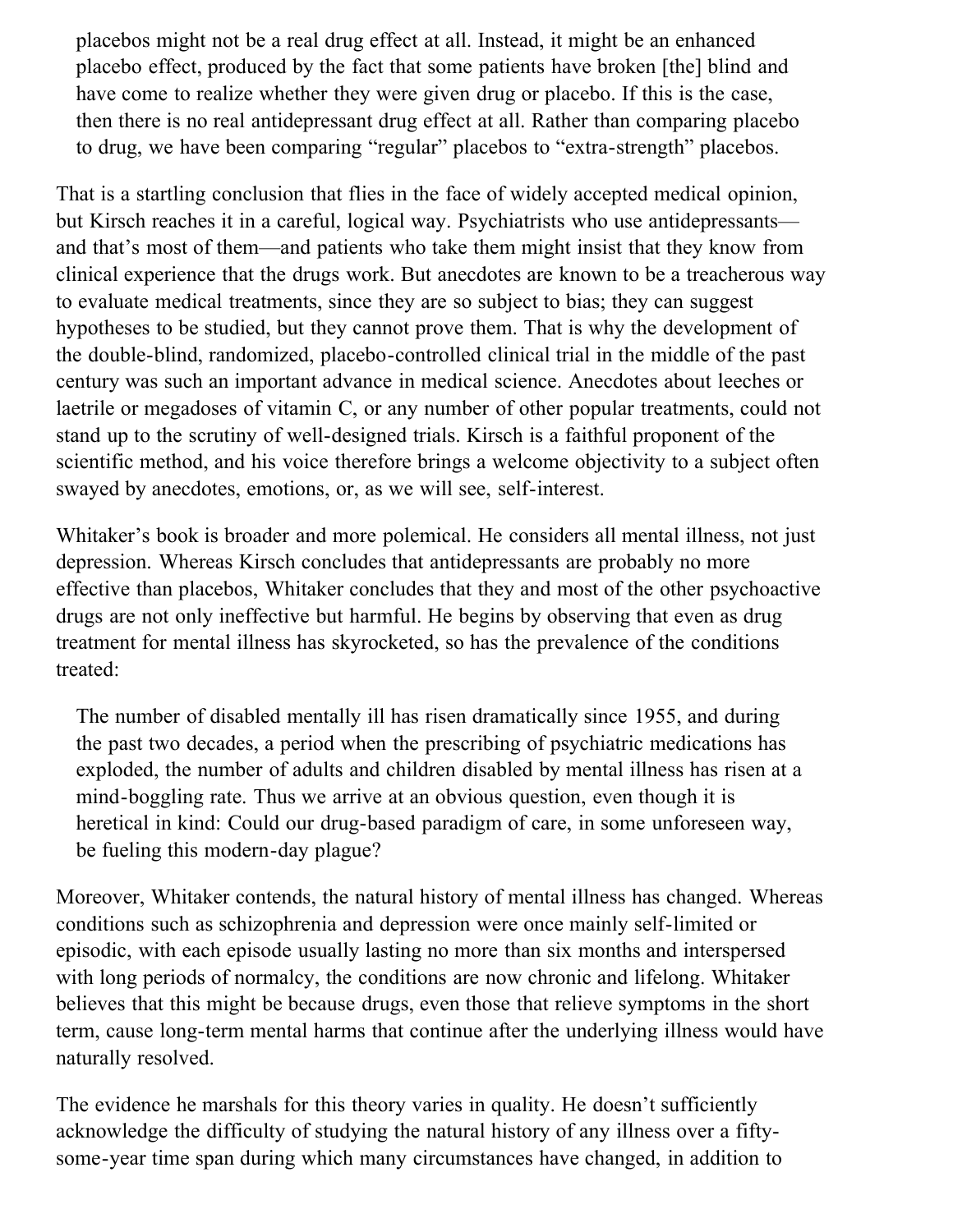> placebos might not be a real drug effect at all. Instead, it might be an enhanced placebo effect, produced by the fact that some patients have broken [the] blind and have come to realize whether they were given drug or placebo. If this is the case, then there is no real antidepressant drug effect at all. Rather than comparing placebo to drug, we have been comparing "regular" placebos to "extra-strength" placebos.

That is a startling conclusion that flies in the face of widely accepted medical opinion, but Kirsch reaches it in a careful, logical way. Psychiatrists who use antidepressants—and that's most of them—and patients who take them might insist that they know from clinical experience that the drugs work. But anecdotes are known to be a treacherous way to evaluate medical treatments, since they are so subject to bias; they can suggest hypotheses to be studied, but they cannot prove them. That is why the development of the double-blind, randomized, placebo-controlled clinical trial in the middle of the past century was such an important advance in medical science. Anecdotes about leeches or laetrile or megadoses of vitamin C, or any number of other popular treatments, could not stand up to the scrutiny of well-designed trials. Kirsch is a faithful proponent of the scientific method, and his voice therefore brings a welcome objectivity to a subject often swayed by anecdotes, emotions, or, as we will see, self-interest.

Whitaker's book is broader and more polemical. He considers all mental illness, not just depression. Whereas Kirsch concludes that antidepressants are probably no more effective than placebos, Whitaker concludes that they and most of the other psychoactive drugs are not only ineffective but harmful. He begins by observing that even as drug treatment for mental illness has skyrocketed, so has the prevalence of the conditions treated:

> The number of disabled mentally ill has risen dramatically since 1955, and during the past two decades, a period when the prescribing of psychiatric medications has exploded, the number of adults and children disabled by mental illness has risen at a mind-boggling rate. Thus we arrive at an obvious question, even though it is heretical in kind: Could our drug-based paradigm of care, in some unforeseen way, be fueling this modern-day plague?

Moreover, Whitaker contends, the natural history of mental illness has changed. Whereas conditions such as schizophrenia and depression were once mainly self-limited or episodic, with each episode usually lasting no more than six months and interspersed with long periods of normalcy, the conditions are now chronic and lifelong. Whitaker believes that this might be because drugs, even those that relieve symptoms in the short term, cause long-term mental harms that continue after the underlying illness would have naturally resolved.

The evidence he marshals for this theory varies in quality. He doesn't sufficiently acknowledge the difficulty of studying the natural history of any illness over a fifty-some-year time span during which many circumstances have changed, in addition to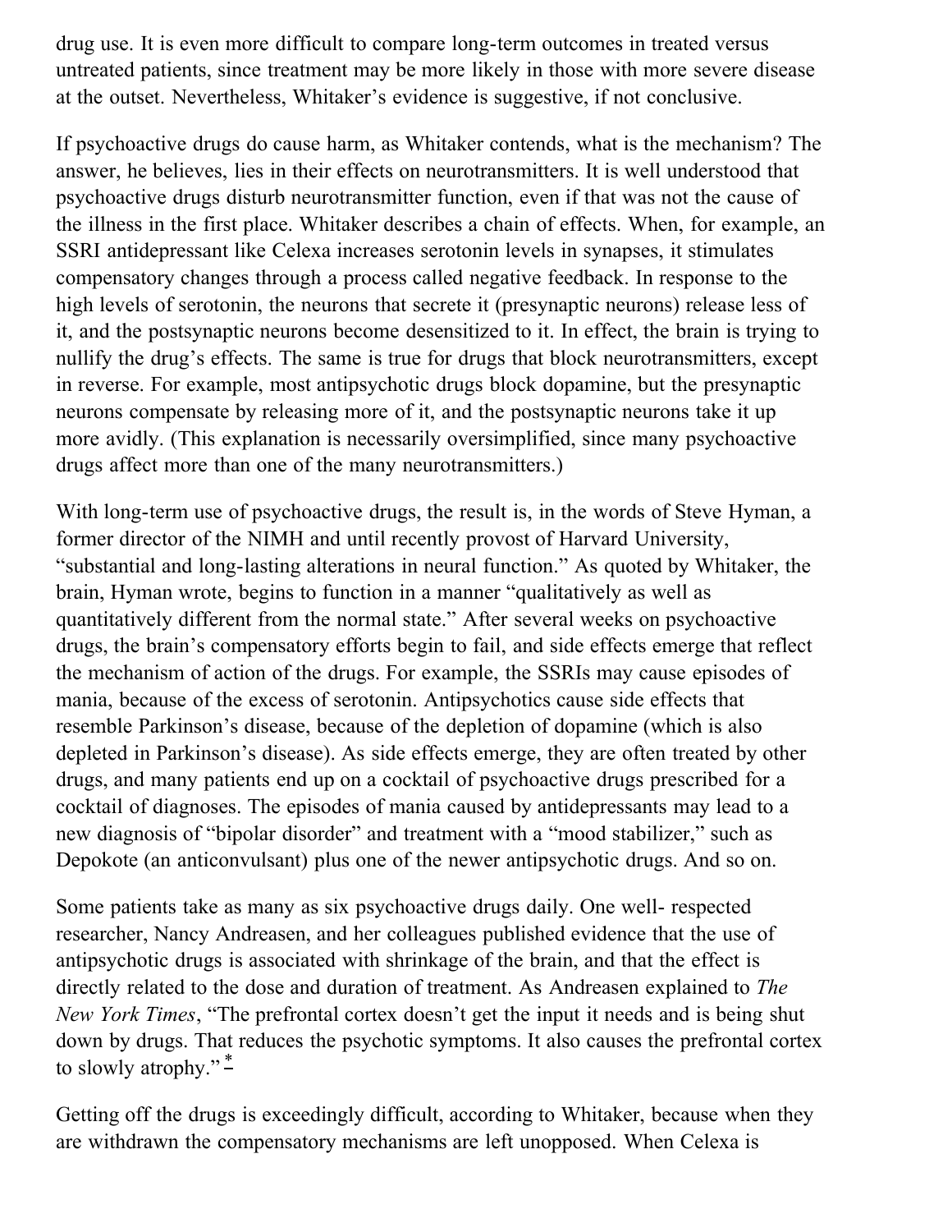drug use. It is even more difficult to compare long-term outcomes in treated versus untreated patients, since treatment may be more likely in those with more severe disease at the outset. Nevertheless, Whitaker's evidence is suggestive, if not conclusive.

If psychoactive drugs do cause harm, as Whitaker contends, what is the mechanism? The answer, he believes, lies in their effects on neurotransmitters. It is well understood that psychoactive drugs disturb neurotransmitter function, even if that was not the cause of the illness in the first place. Whitaker describes a chain of effects. When, for example, an SSRI antidepressant like Celexa increases serotonin levels in synapses, it stimulates compensatory changes through a process called negative feedback. In response to the high levels of serotonin, the neurons that secrete it (presynaptic neurons) release less of it, and the postsynaptic neurons become desensitized to it. In effect, the brain is trying to nullify the drug's effects. The same is true for drugs that block neurotransmitters, except in reverse. For example, most antipsychotic drugs block dopamine, but the presynaptic neurons compensate by releasing more of it, and the postsynaptic neurons take it up more avidly. (This explanation is necessarily oversimplified, since many psychoactive drugs affect more than one of the many neurotransmitters.)

With long-term use of psychoactive drugs, the result is, in the words of Steve Hyman, a former director of the NIMH and until recently provost of Harvard University, "substantial and long-lasting alterations in neural function." As quoted by Whitaker, the brain, Hyman wrote, begins to function in a manner "qualitatively as well as quantitatively different from the normal state." After several weeks on psychoactive drugs, the brain's compensatory efforts begin to fail, and side effects emerge that reflect the mechanism of action of the drugs. For example, the SSRIs may cause episodes of mania, because of the excess of serotonin. Antipsychotics cause side effects that resemble Parkinson's disease, because of the depletion of dopamine (which is also depleted in Parkinson's disease). As side effects emerge, they are often treated by other drugs, and many patients end up on a cocktail of psychoactive drugs prescribed for a cocktail of diagnoses. The episodes of mania caused by antidepressants may lead to a new diagnosis of "bipolar disorder" and treatment with a "mood stabilizer," such as Depokote (an anticonvulsant) plus one of the newer antipsychotic drugs. And so on.

Some patients take as many as six psychoactive drugs daily. One well- respected researcher, Nancy Andreasen, and her colleagues published evidence that the use of antipsychotic drugs is associated with shrinkage of the brain, and that the effect is directly related to the dose and duration of treatment. As Andreasen explained to *The New York Times*, "The prefrontal cortex doesn't get the input it needs and is being shut down by drugs. That reduces the psychotic symptoms. It also causes the prefrontal cortex to slowly atrophy."[*]

Getting off the drugs is exceedingly difficult, according to Whitaker, because when they are withdrawn the compensatory mechanisms are left unopposed. When Celexa is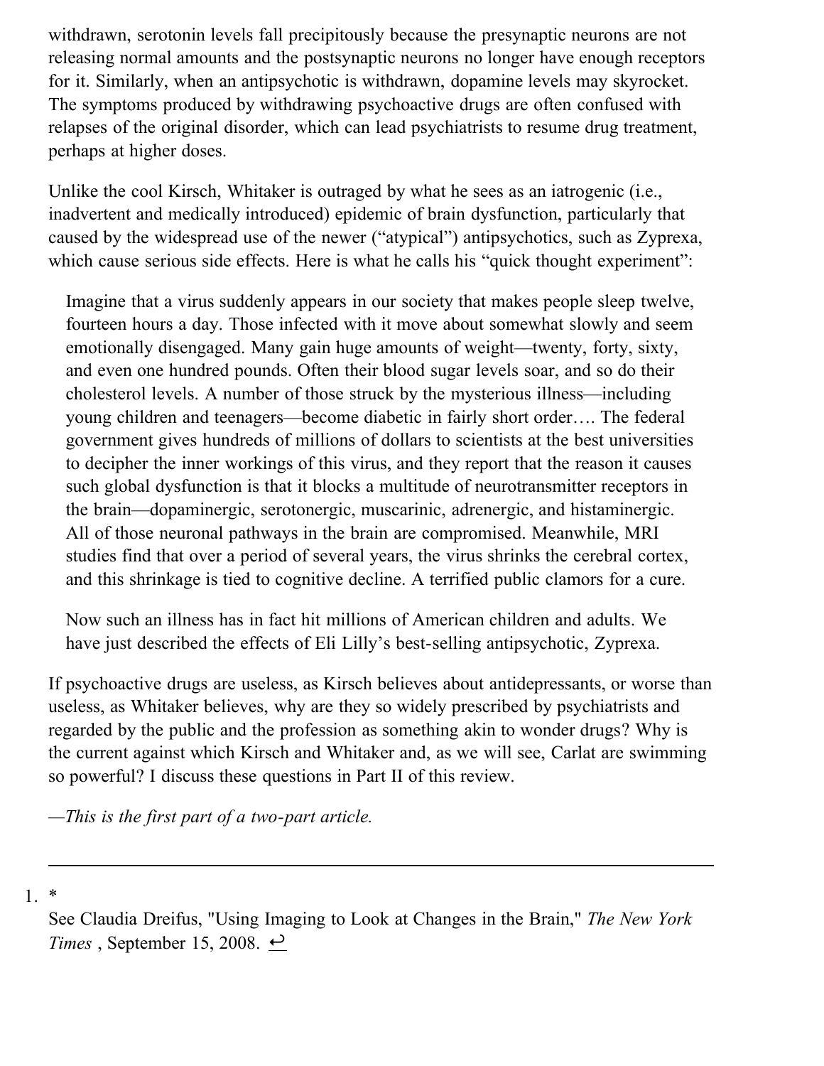withdrawn, serotonin levels fall precipitously because the presynaptic neurons are not releasing normal amounts and the postsynaptic neurons no longer have enough receptors for it. Similarly, when an antipsychotic is withdrawn, dopamine levels may skyrocket. The symptoms produced by withdrawing psychoactive drugs are often confused with relapses of the original disorder, which can lead psychiatrists to resume drug treatment, perhaps at higher doses.

Unlike the cool Kirsch, Whitaker is outraged by what he sees as an iatrogenic (i.e., inadvertent and medically introduced) epidemic of brain dysfunction, particularly that caused by the widespread use of the newer ("atypical") antipsychotics, such as Zyprexa, which cause serious side effects. Here is what he calls his "quick thought experiment":

> Imagine that a virus suddenly appears in our society that makes people sleep twelve, fourteen hours a day. Those infected with it move about somewhat slowly and seem emotionally disengaged. Many gain huge amounts of weight—twenty, forty, sixty, and even one hundred pounds. Often their blood sugar levels soar, and so do their cholesterol levels. A number of those struck by the mysterious illness—including young children and teenagers—become diabetic in fairly short order…. The federal government gives hundreds of millions of dollars to scientists at the best universities to decipher the inner workings of this virus, and they report that the reason it causes such global dysfunction is that it blocks a multitude of neurotransmitter receptors in the brain—dopaminergic, serotonergic, muscarinic, adrenergic, and histaminergic. All of those neuronal pathways in the brain are compromised. Meanwhile, MRI studies find that over a period of several years, the virus shrinks the cerebral cortex, and this shrinkage is tied to cognitive decline. A terrified public clamors for a cure.
>
> Now such an illness has in fact hit millions of American children and adults. We have just described the effects of Eli Lilly's best-selling antipsychotic, Zyprexa.

If psychoactive drugs are useless, as Kirsch believes about antidepressants, or worse than useless, as Whitaker believes, why are they so widely prescribed by psychiatrists and regarded by the public and the profession as something akin to wonder drugs? Why is the current against which Kirsch and Whitaker and, as we will see, Carlat are swimming so powerful? I discuss these questions in Part II of this review.

*—This is the first part of a two-part article.*

---

1. *

   See Claudia Dreifus, "Using Imaging to Look at Changes in the Brain," *The New York Times* , September 15, 2008. ↩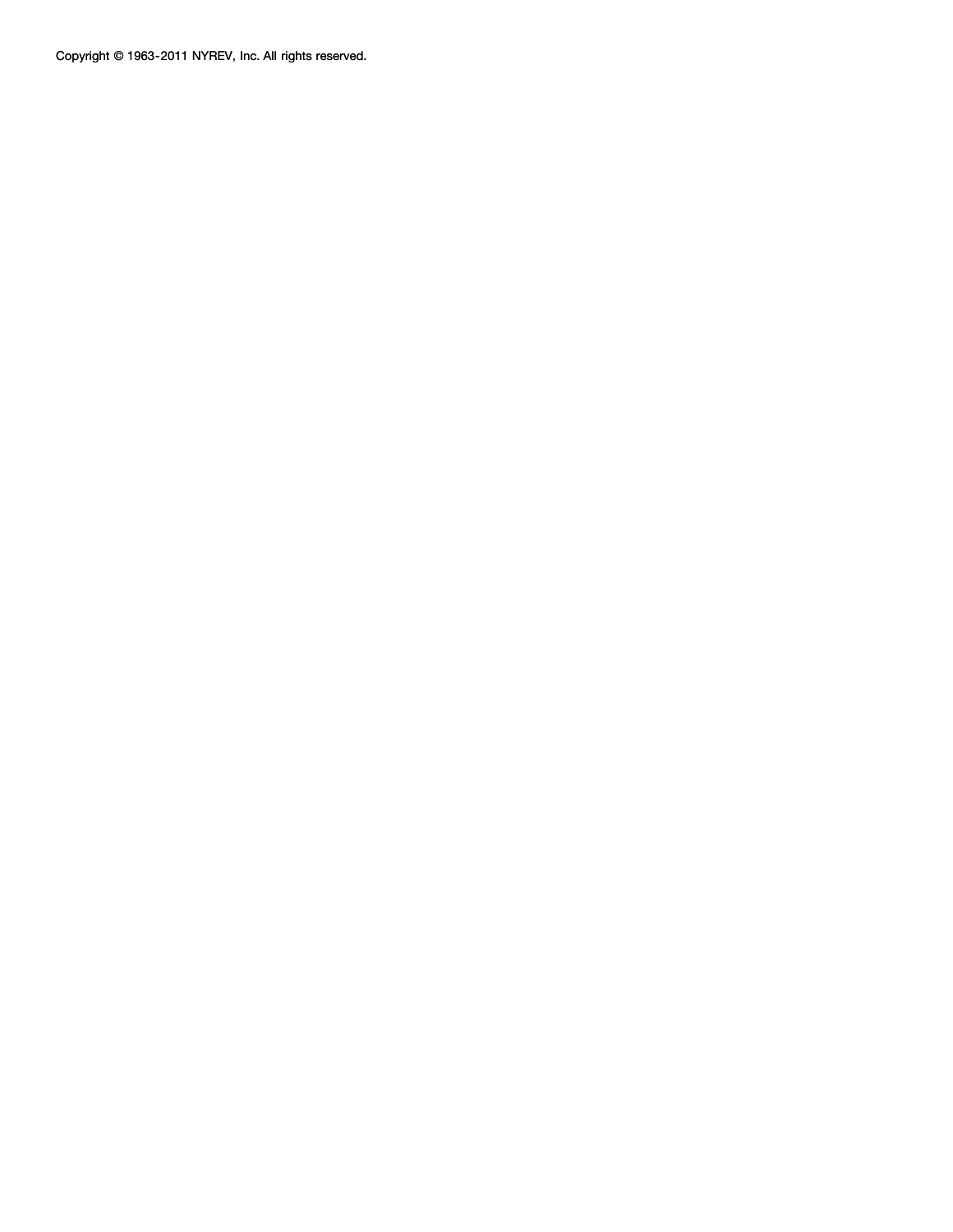Copyright © 1963-2011 NYREV, Inc. All rights reserved.